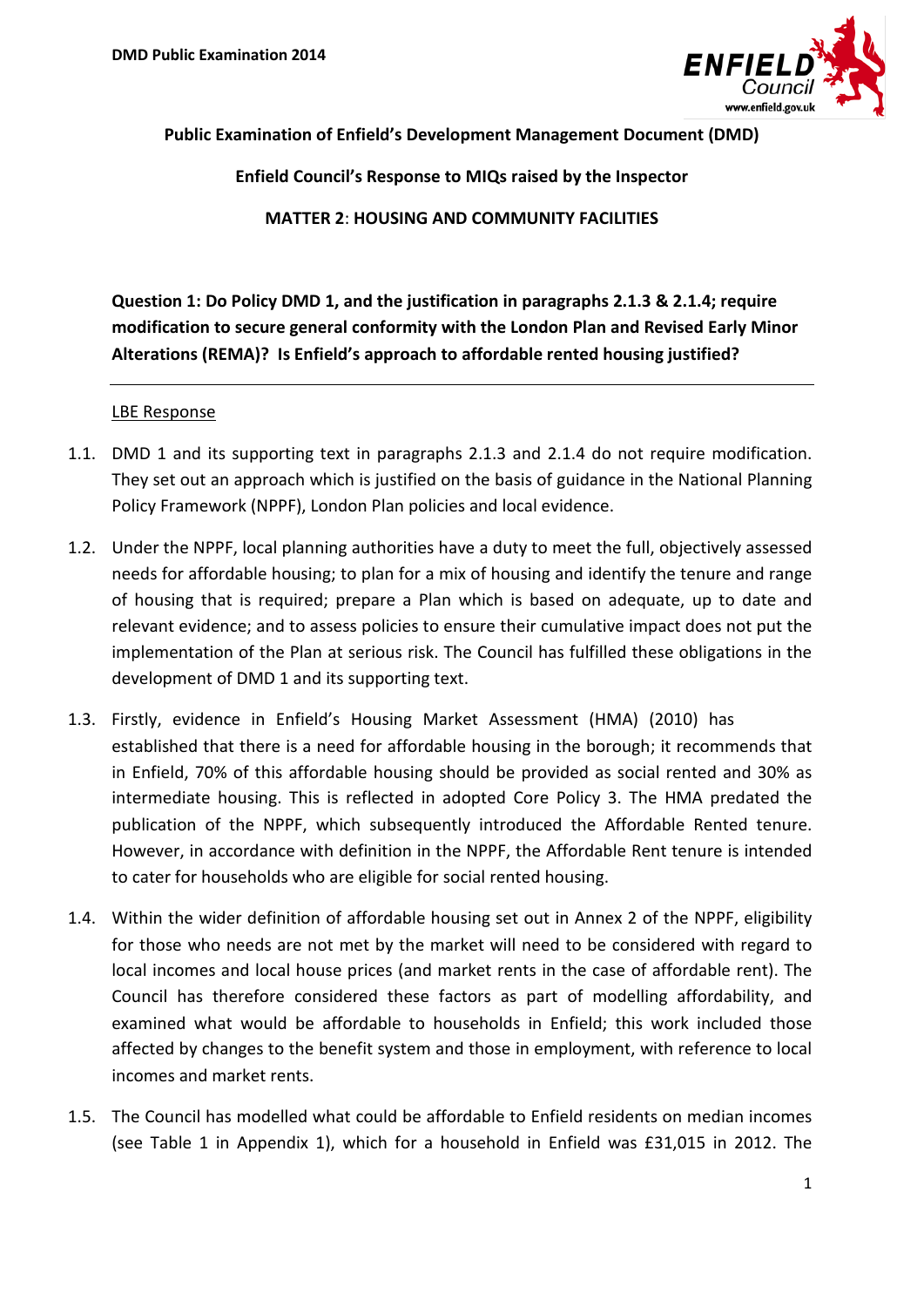**Public Examination of Enfield's Development Management Document (DMD)**

**Enfield Council's Response to MIQs raised by the Inspector**

**MATTER 2: HOUSING AND COMMUNITY FACILITIES**

**Question 1: Do Policy DMD 1, and the justification in paragraphs 2.1.3 & 2.1.4; require modification to secure general conformity with the London Plan and Revised Early Minor Alterations (REMA)? Is Enfield's approach to affordable rented housing justified?**

---

LBE Response

1.1. DMD 1 and its supporting text in paragraphs 2.1.3 and 2.1.4 do not require modification. They set out an approach which is justified on the basis of guidance in the National Planning Policy Framework (NPPF), London Plan policies and local evidence.

1.2. Under the NPPF, local planning authorities have a duty to meet the full, objectively assessed needs for affordable housing; to plan for a mix of housing and identify the tenure and range of housing that is required; prepare a Plan which is based on adequate, up to date and relevant evidence; and to assess policies to ensure their cumulative impact does not put the implementation of the Plan at serious risk. The Council has fulfilled these obligations in the development of DMD 1 and its supporting text.

1.3. Firstly, evidence in Enfield's Housing Market Assessment (HMA) (2010) has established that there is a need for affordable housing in the borough; it recommends that in Enfield, 70% of this affordable housing should be provided as social rented and 30% as intermediate housing. This is reflected in adopted Core Policy 3. The HMA predated the publication of the NPPF, which subsequently introduced the Affordable Rented tenure. However, in accordance with definition in the NPPF, the Affordable Rent tenure is intended to cater for households who are eligible for social rented housing.

1.4. Within the wider definition of affordable housing set out in Annex 2 of the NPPF, eligibility for those who needs are not met by the market will need to be considered with regard to local incomes and local house prices (and market rents in the case of affordable rent). The Council has therefore considered these factors as part of modelling affordability, and examined what would be affordable to households in Enfield; this work included those affected by changes to the benefit system and those in employment, with reference to local incomes and market rents.

1.5. The Council has modelled what could be affordable to Enfield residents on median incomes (see Table 1 in Appendix 1), which for a household in Enfield was £31,015 in 2012. The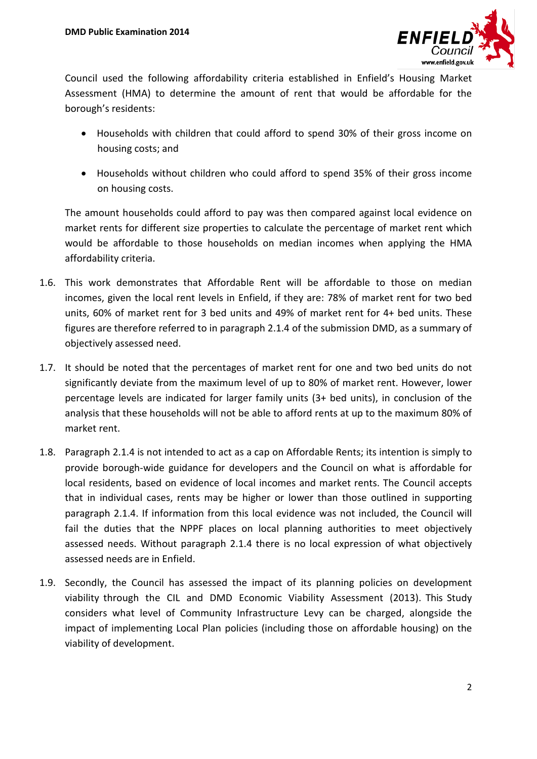Council used the following affordability criteria established in Enfield's Housing Market Assessment (HMA) to determine the amount of rent that would be affordable for the borough's residents:

- Households with children that could afford to spend 30% of their gross income on housing costs; and
- Households without children who could afford to spend 35% of their gross income on housing costs.

The amount households could afford to pay was then compared against local evidence on market rents for different size properties to calculate the percentage of market rent which would be affordable to those households on median incomes when applying the HMA affordability criteria.

1.6. This work demonstrates that Affordable Rent will be affordable to those on median incomes, given the local rent levels in Enfield, if they are: 78% of market rent for two bed units, 60% of market rent for 3 bed units and 49% of market rent for 4+ bed units. These figures are therefore referred to in paragraph 2.1.4 of the submission DMD, as a summary of objectively assessed need.

1.7. It should be noted that the percentages of market rent for one and two bed units do not significantly deviate from the maximum level of up to 80% of market rent. However, lower percentage levels are indicated for larger family units (3+ bed units), in conclusion of the analysis that these households will not be able to afford rents at up to the maximum 80% of market rent.

1.8. Paragraph 2.1.4 is not intended to act as a cap on Affordable Rents; its intention is simply to provide borough-wide guidance for developers and the Council on what is affordable for local residents, based on evidence of local incomes and market rents. The Council accepts that in individual cases, rents may be higher or lower than those outlined in supporting paragraph 2.1.4. If information from this local evidence was not included, the Council will fail the duties that the NPPF places on local planning authorities to meet objectively assessed needs. Without paragraph 2.1.4 there is no local expression of what objectively assessed needs are in Enfield.

1.9. Secondly, the Council has assessed the impact of its planning policies on development viability through the CIL and DMD Economic Viability Assessment (2013). This Study considers what level of Community Infrastructure Levy can be charged, alongside the impact of implementing Local Plan policies (including those on affordable housing) on the viability of development.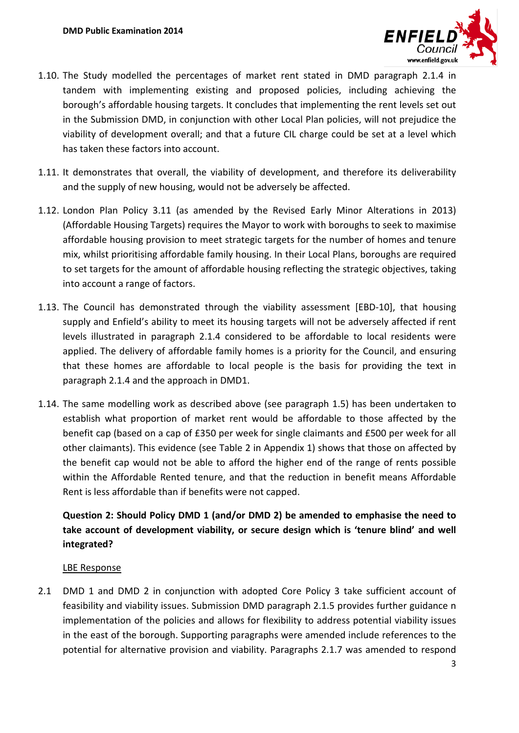1.10. The Study modelled the percentages of market rent stated in DMD paragraph 2.1.4 in tandem with implementing existing and proposed policies, including achieving the borough's affordable housing targets. It concludes that implementing the rent levels set out in the Submission DMD, in conjunction with other Local Plan policies, will not prejudice the viability of development overall; and that a future CIL charge could be set at a level which has taken these factors into account.

1.11. It demonstrates that overall, the viability of development, and therefore its deliverability and the supply of new housing, would not be adversely be affected.

1.12. London Plan Policy 3.11 (as amended by the Revised Early Minor Alterations in 2013) (Affordable Housing Targets) requires the Mayor to work with boroughs to seek to maximise affordable housing provision to meet strategic targets for the number of homes and tenure mix, whilst prioritising affordable family housing. In their Local Plans, boroughs are required to set targets for the amount of affordable housing reflecting the strategic objectives, taking into account a range of factors.

1.13. The Council has demonstrated through the viability assessment [EBD-10], that housing supply and Enfield's ability to meet its housing targets will not be adversely affected if rent levels illustrated in paragraph 2.1.4 considered to be affordable to local residents were applied. The delivery of affordable family homes is a priority for the Council, and ensuring that these homes are affordable to local people is the basis for providing the text in paragraph 2.1.4 and the approach in DMD1.

1.14. The same modelling work as described above (see paragraph 1.5) has been undertaken to establish what proportion of market rent would be affordable to those affected by the benefit cap (based on a cap of £350 per week for single claimants and £500 per week for all other claimants). This evidence (see Table 2 in Appendix 1) shows that those on affected by the benefit cap would not be able to afford the higher end of the range of rents possible within the Affordable Rented tenure, and that the reduction in benefit means Affordable Rent is less affordable than if benefits were not capped.

**Question 2: Should Policy DMD 1 (and/or DMD 2) be amended to emphasise the need to take account of development viability, or secure design which is 'tenure blind' and well integrated?**

<u>LBE Response</u>

2.1 DMD 1 and DMD 2 in conjunction with adopted Core Policy 3 take sufficient account of feasibility and viability issues. Submission DMD paragraph 2.1.5 provides further guidance n implementation of the policies and allows for flexibility to address potential viability issues in the east of the borough. Supporting paragraphs were amended include references to the potential for alternative provision and viability. Paragraphs 2.1.7 was amended to respond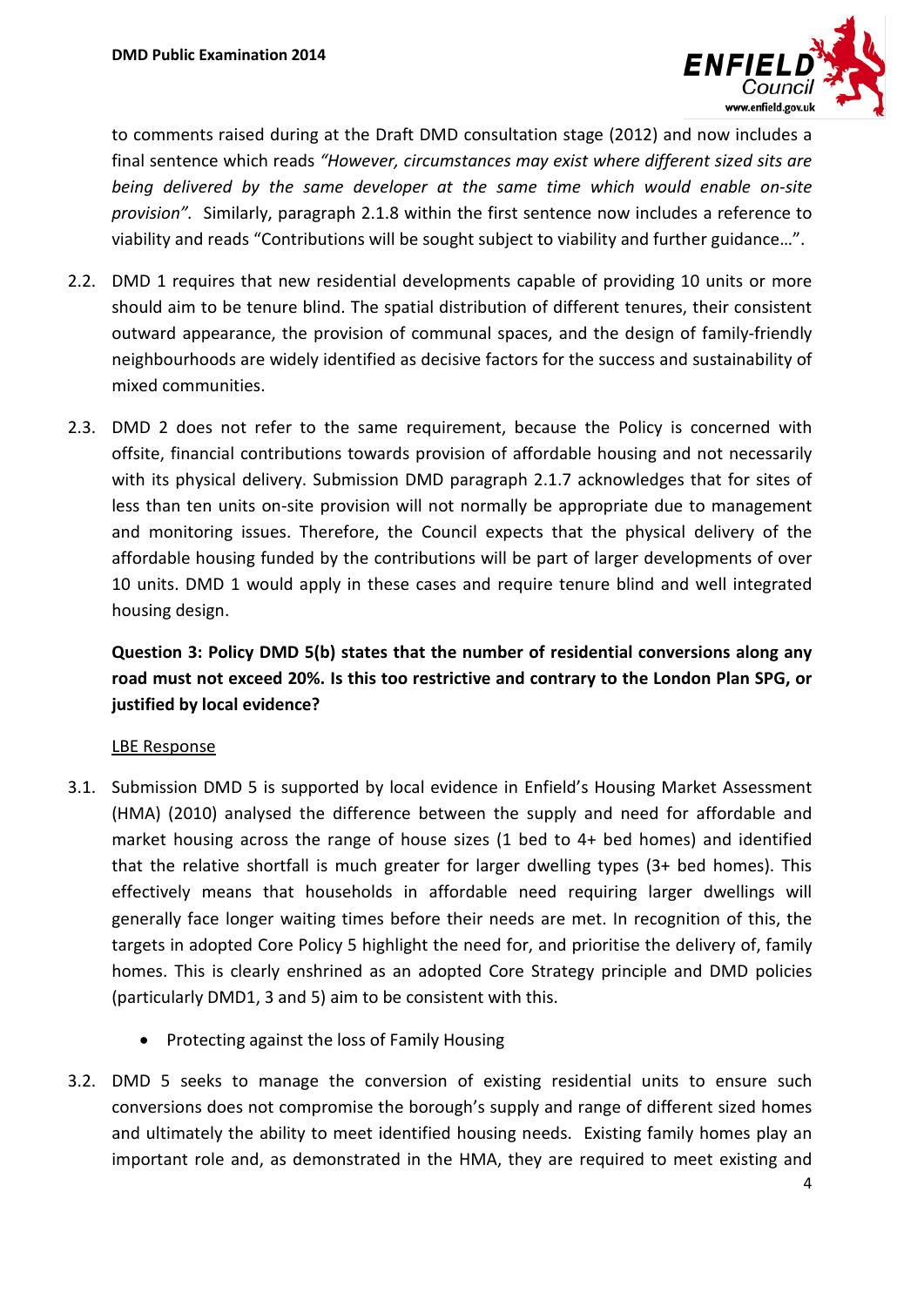to comments raised during at the Draft DMD consultation stage (2012) and now includes a final sentence which reads *"However, circumstances may exist where different sized sits are being delivered by the same developer at the same time which would enable on-site provision".* Similarly, paragraph 2.1.8 within the first sentence now includes a reference to viability and reads "Contributions will be sought subject to viability and further guidance…".

2.2. DMD 1 requires that new residential developments capable of providing 10 units or more should aim to be tenure blind. The spatial distribution of different tenures, their consistent outward appearance, the provision of communal spaces, and the design of family-friendly neighbourhoods are widely identified as decisive factors for the success and sustainability of mixed communities.

2.3. DMD 2 does not refer to the same requirement, because the Policy is concerned with offsite, financial contributions towards provision of affordable housing and not necessarily with its physical delivery. Submission DMD paragraph 2.1.7 acknowledges that for sites of less than ten units on-site provision will not normally be appropriate due to management and monitoring issues. Therefore, the Council expects that the physical delivery of the affordable housing funded by the contributions will be part of larger developments of over 10 units. DMD 1 would apply in these cases and require tenure blind and well integrated housing design.

**Question 3: Policy DMD 5(b) states that the number of residential conversions along any road must not exceed 20%. Is this too restrictive and contrary to the London Plan SPG, or justified by local evidence?**

LBE Response

3.1. Submission DMD 5 is supported by local evidence in Enfield's Housing Market Assessment (HMA) (2010) analysed the difference between the supply and need for affordable and market housing across the range of house sizes (1 bed to 4+ bed homes) and identified that the relative shortfall is much greater for larger dwelling types (3+ bed homes). This effectively means that households in affordable need requiring larger dwellings will generally face longer waiting times before their needs are met. In recognition of this, the targets in adopted Core Policy 5 highlight the need for, and prioritise the delivery of, family homes. This is clearly enshrined as an adopted Core Strategy principle and DMD policies (particularly DMD1, 3 and 5) aim to be consistent with this.

- Protecting against the loss of Family Housing

3.2. DMD 5 seeks to manage the conversion of existing residential units to ensure such conversions does not compromise the borough's supply and range of different sized homes and ultimately the ability to meet identified housing needs. Existing family homes play an important role and, as demonstrated in the HMA, they are required to meet existing and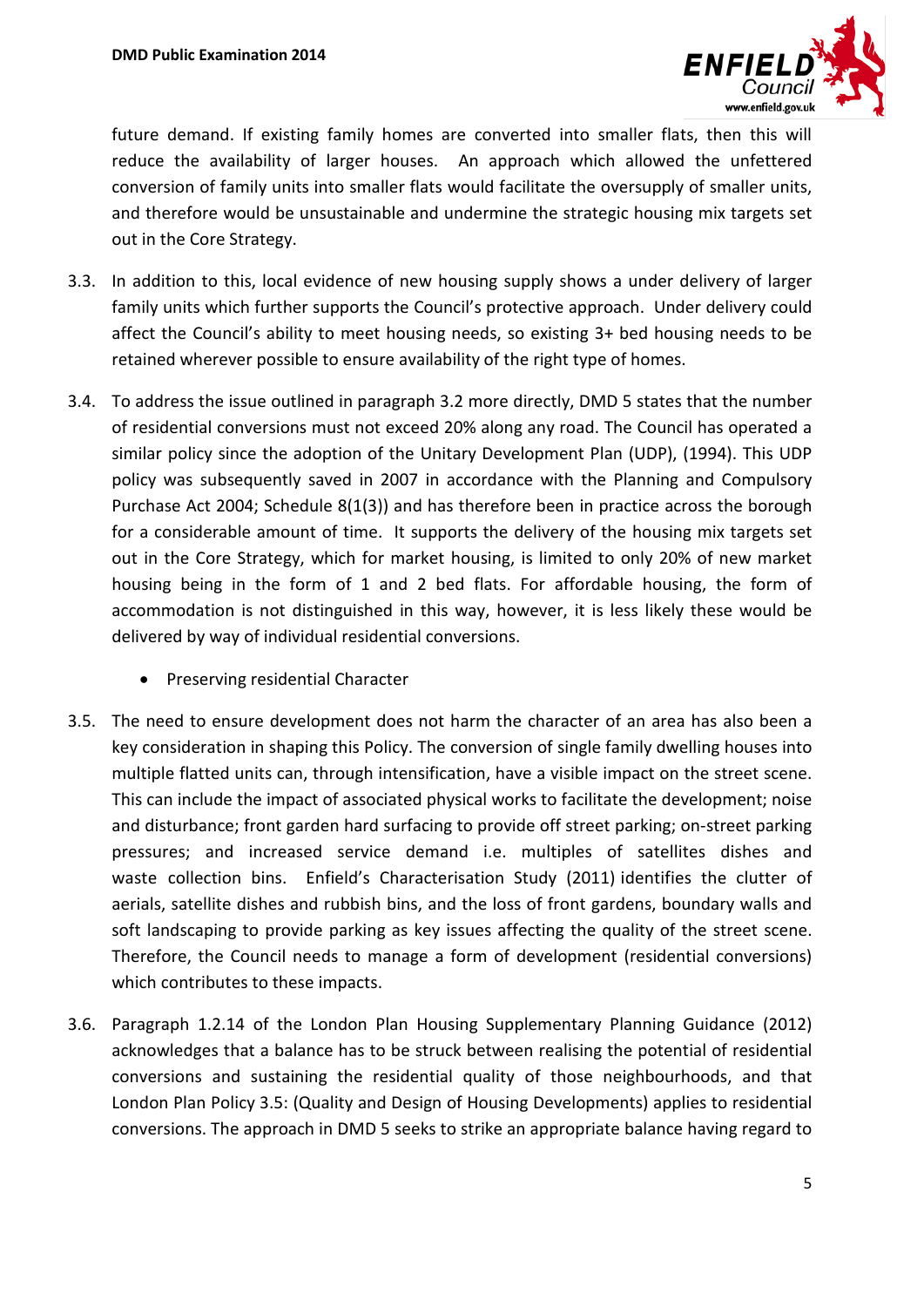future demand. If existing family homes are converted into smaller flats, then this will reduce the availability of larger houses. An approach which allowed the unfettered conversion of family units into smaller flats would facilitate the oversupply of smaller units, and therefore would be unsustainable and undermine the strategic housing mix targets set out in the Core Strategy.

3.3. In addition to this, local evidence of new housing supply shows a under delivery of larger family units which further supports the Council's protective approach. Under delivery could affect the Council's ability to meet housing needs, so existing 3+ bed housing needs to be retained wherever possible to ensure availability of the right type of homes.

3.4. To address the issue outlined in paragraph 3.2 more directly, DMD 5 states that the number of residential conversions must not exceed 20% along any road. The Council has operated a similar policy since the adoption of the Unitary Development Plan (UDP), (1994). This UDP policy was subsequently saved in 2007 in accordance with the Planning and Compulsory Purchase Act 2004; Schedule 8(1(3)) and has therefore been in practice across the borough for a considerable amount of time. It supports the delivery of the housing mix targets set out in the Core Strategy, which for market housing, is limited to only 20% of new market housing being in the form of 1 and 2 bed flats. For affordable housing, the form of accommodation is not distinguished in this way, however, it is less likely these would be delivered by way of individual residential conversions.

- Preserving residential Character

3.5. The need to ensure development does not harm the character of an area has also been a key consideration in shaping this Policy. The conversion of single family dwelling houses into multiple flatted units can, through intensification, have a visible impact on the street scene. This can include the impact of associated physical works to facilitate the development; noise and disturbance; front garden hard surfacing to provide off street parking; on-street parking pressures; and increased service demand i.e. multiples of satellites dishes and waste collection bins. Enfield's Characterisation Study (2011) identifies the clutter of aerials, satellite dishes and rubbish bins, and the loss of front gardens, boundary walls and soft landscaping to provide parking as key issues affecting the quality of the street scene. Therefore, the Council needs to manage a form of development (residential conversions) which contributes to these impacts.

3.6. Paragraph 1.2.14 of the London Plan Housing Supplementary Planning Guidance (2012) acknowledges that a balance has to be struck between realising the potential of residential conversions and sustaining the residential quality of those neighbourhoods, and that London Plan Policy 3.5: (Quality and Design of Housing Developments) applies to residential conversions. The approach in DMD 5 seeks to strike an appropriate balance having regard to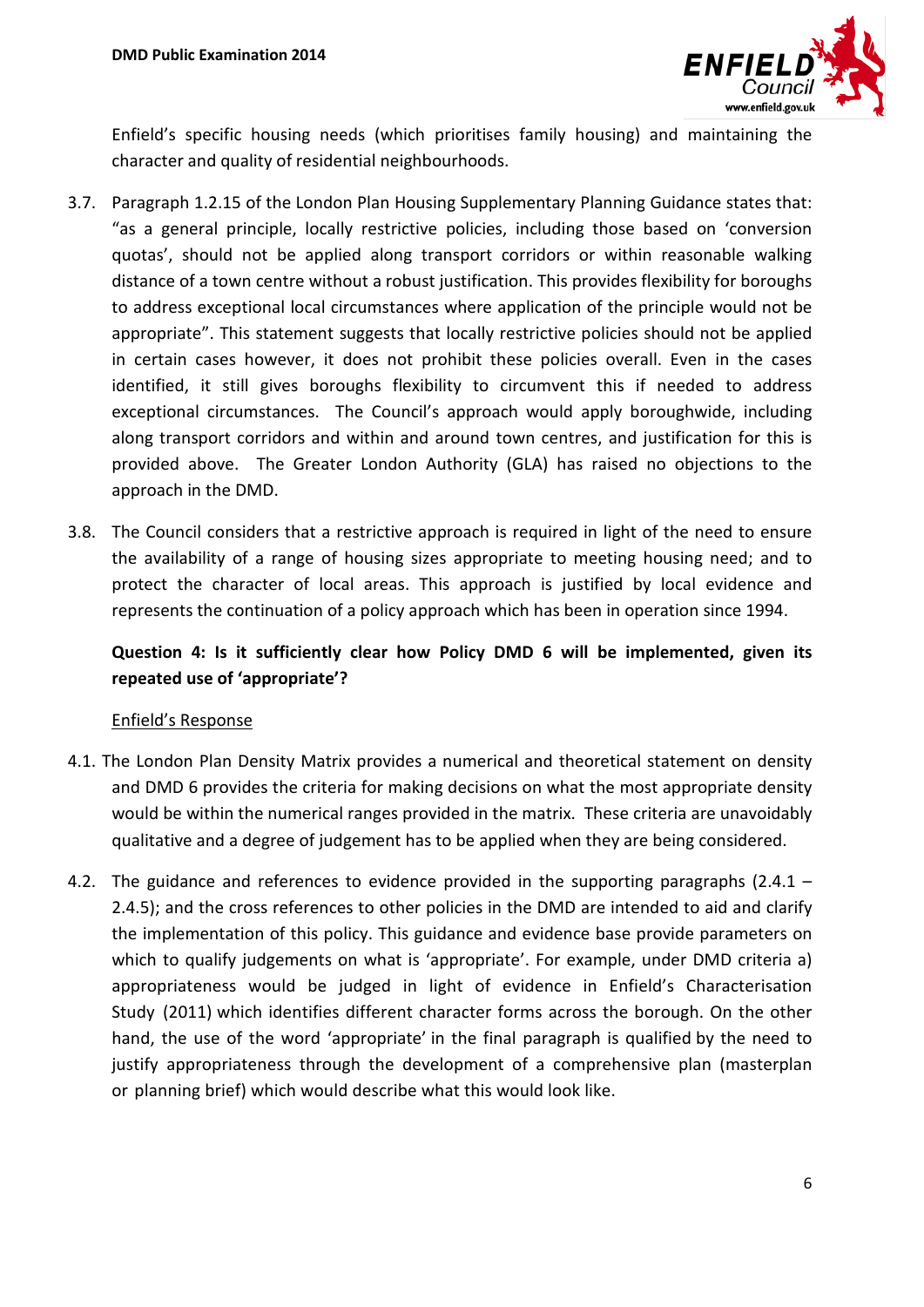Enfield's specific housing needs (which prioritises family housing) and maintaining the character and quality of residential neighbourhoods.

3.7. Paragraph 1.2.15 of the London Plan Housing Supplementary Planning Guidance states that: "as a general principle, locally restrictive policies, including those based on 'conversion quotas', should not be applied along transport corridors or within reasonable walking distance of a town centre without a robust justification. This provides flexibility for boroughs to address exceptional local circumstances where application of the principle would not be appropriate". This statement suggests that locally restrictive policies should not be applied in certain cases however, it does not prohibit these policies overall. Even in the cases identified, it still gives boroughs flexibility to circumvent this if needed to address exceptional circumstances. The Council's approach would apply boroughwide, including along transport corridors and within and around town centres, and justification for this is provided above. The Greater London Authority (GLA) has raised no objections to the approach in the DMD.

3.8. The Council considers that a restrictive approach is required in light of the need to ensure the availability of a range of housing sizes appropriate to meeting housing need; and to protect the character of local areas. This approach is justified by local evidence and represents the continuation of a policy approach which has been in operation since 1994.

**Question 4: Is it sufficiently clear how Policy DMD 6 will be implemented, given its repeated use of 'appropriate'?**

Enfield's Response

4.1. The London Plan Density Matrix provides a numerical and theoretical statement on density and DMD 6 provides the criteria for making decisions on what the most appropriate density would be within the numerical ranges provided in the matrix. These criteria are unavoidably qualitative and a degree of judgement has to be applied when they are being considered.

4.2. The guidance and references to evidence provided in the supporting paragraphs (2.4.1 – 2.4.5); and the cross references to other policies in the DMD are intended to aid and clarify the implementation of this policy. This guidance and evidence base provide parameters on which to qualify judgements on what is 'appropriate'. For example, under DMD criteria a) appropriateness would be judged in light of evidence in Enfield's Characterisation Study (2011) which identifies different character forms across the borough. On the other hand, the use of the word 'appropriate' in the final paragraph is qualified by the need to justify appropriateness through the development of a comprehensive plan (masterplan or planning brief) which would describe what this would look like.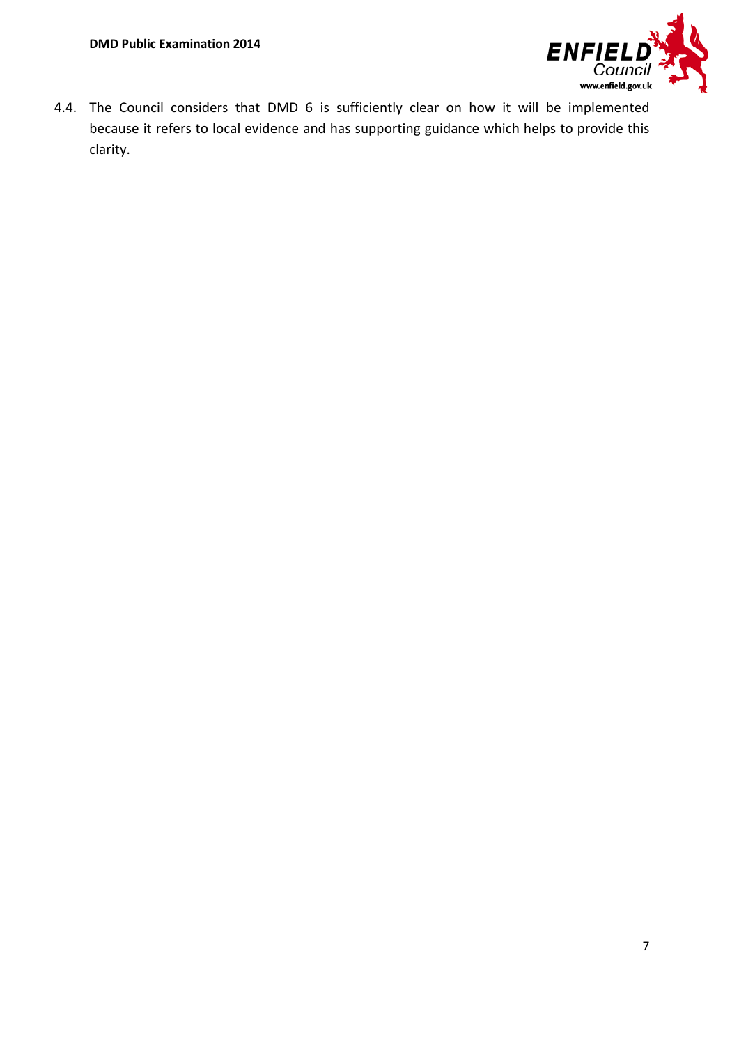4.4. The Council considers that DMD 6 is sufficiently clear on how it will be implemented because it refers to local evidence and has supporting guidance which helps to provide this clarity.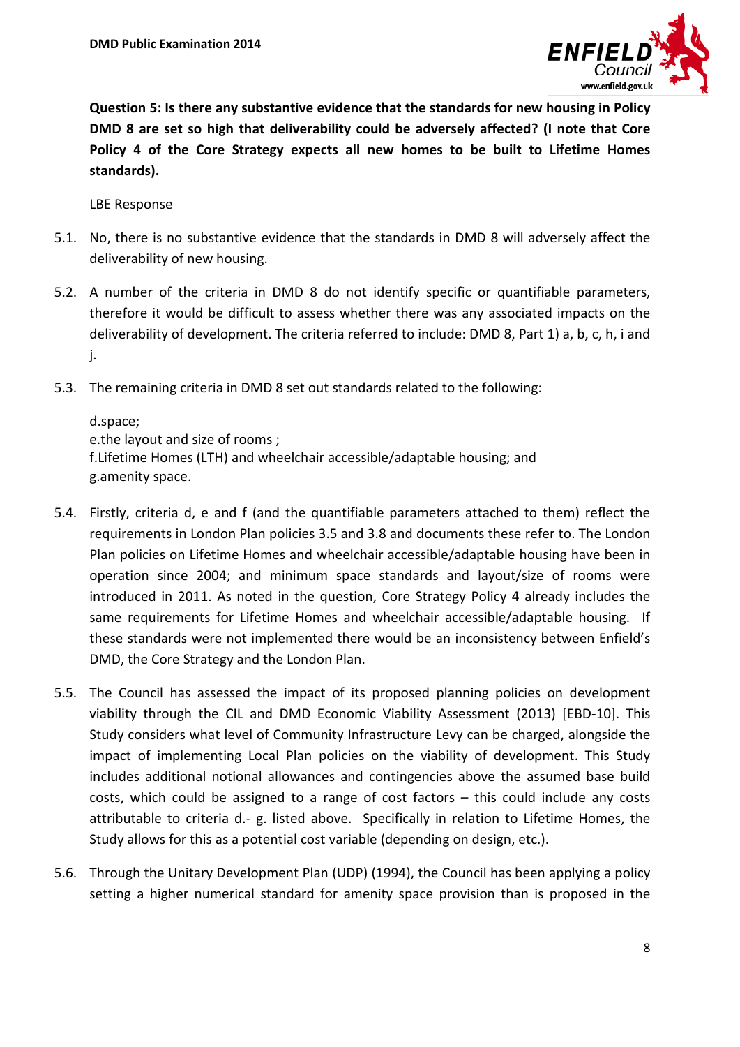**Question 5: Is there any substantive evidence that the standards for new housing in Policy DMD 8 are set so high that deliverability could be adversely affected? (I note that Core Policy 4 of the Core Strategy expects all new homes to be built to Lifetime Homes standards).**

LBE Response

5.1. No, there is no substantive evidence that the standards in DMD 8 will adversely affect the deliverability of new housing.

5.2. A number of the criteria in DMD 8 do not identify specific or quantifiable parameters, therefore it would be difficult to assess whether there was any associated impacts on the deliverability of development. The criteria referred to include: DMD 8, Part 1) a, b, c, h, i and j.

5.3. The remaining criteria in DMD 8 set out standards related to the following:

d.space;
e.the layout and size of rooms ;
f.Lifetime Homes (LTH) and wheelchair accessible/adaptable housing; and
g.amenity space.

5.4. Firstly, criteria d, e and f (and the quantifiable parameters attached to them) reflect the requirements in London Plan policies 3.5 and 3.8 and documents these refer to. The London Plan policies on Lifetime Homes and wheelchair accessible/adaptable housing have been in operation since 2004; and minimum space standards and layout/size of rooms were introduced in 2011. As noted in the question, Core Strategy Policy 4 already includes the same requirements for Lifetime Homes and wheelchair accessible/adaptable housing. If these standards were not implemented there would be an inconsistency between Enfield's DMD, the Core Strategy and the London Plan.

5.5. The Council has assessed the impact of its proposed planning policies on development viability through the CIL and DMD Economic Viability Assessment (2013) [EBD-10]. This Study considers what level of Community Infrastructure Levy can be charged, alongside the impact of implementing Local Plan policies on the viability of development. This Study includes additional notional allowances and contingencies above the assumed base build costs, which could be assigned to a range of cost factors – this could include any costs attributable to criteria d.- g. listed above. Specifically in relation to Lifetime Homes, the Study allows for this as a potential cost variable (depending on design, etc.).

5.6. Through the Unitary Development Plan (UDP) (1994), the Council has been applying a policy setting a higher numerical standard for amenity space provision than is proposed in the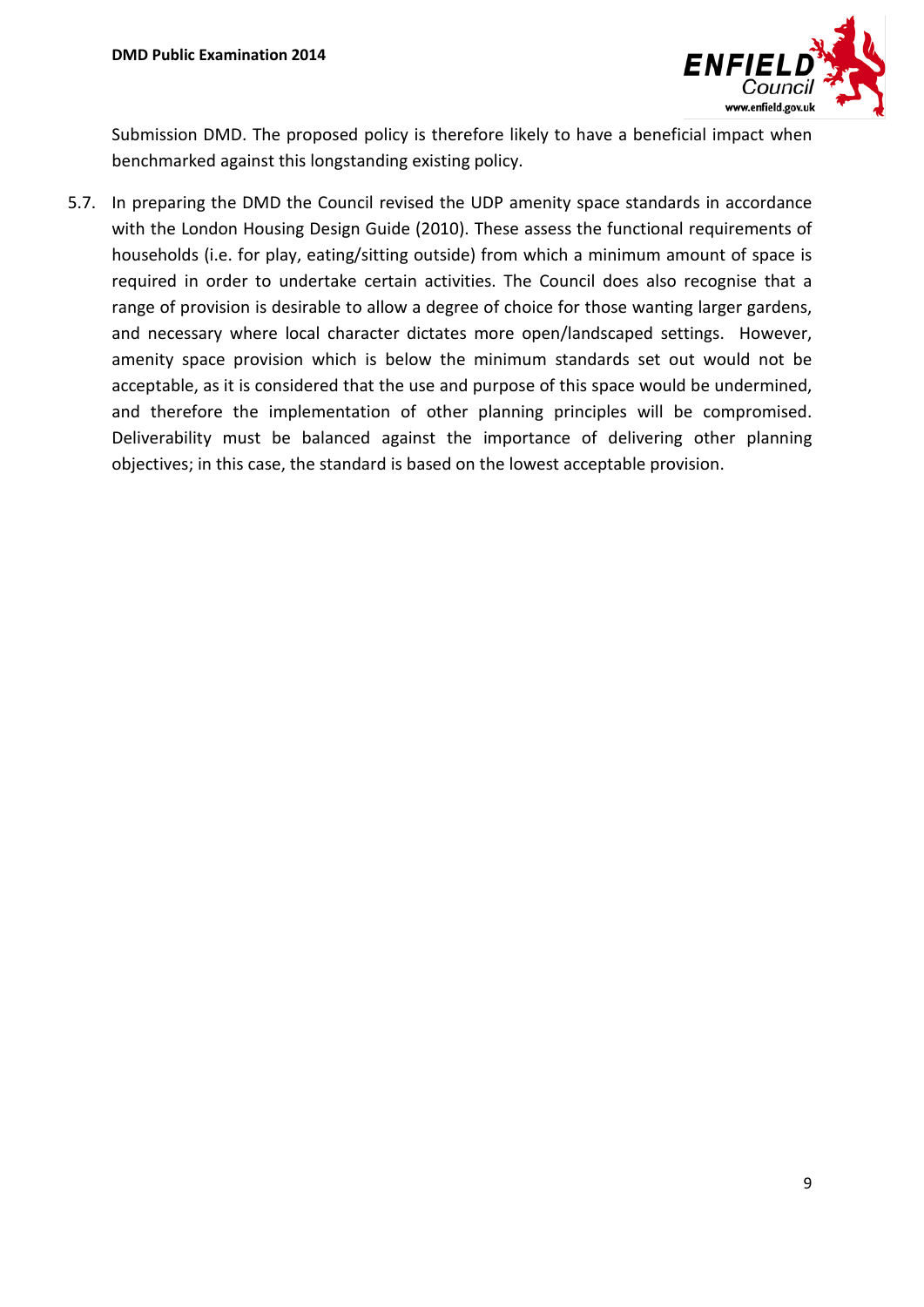Submission DMD. The proposed policy is therefore likely to have a beneficial impact when benchmarked against this longstanding existing policy.

5.7. In preparing the DMD the Council revised the UDP amenity space standards in accordance with the London Housing Design Guide (2010). These assess the functional requirements of households (i.e. for play, eating/sitting outside) from which a minimum amount of space is required in order to undertake certain activities. The Council does also recognise that a range of provision is desirable to allow a degree of choice for those wanting larger gardens, and necessary where local character dictates more open/landscaped settings. However, amenity space provision which is below the minimum standards set out would not be acceptable, as it is considered that the use and purpose of this space would be undermined, and therefore the implementation of other planning principles will be compromised. Deliverability must be balanced against the importance of delivering other planning objectives; in this case, the standard is based on the lowest acceptable provision.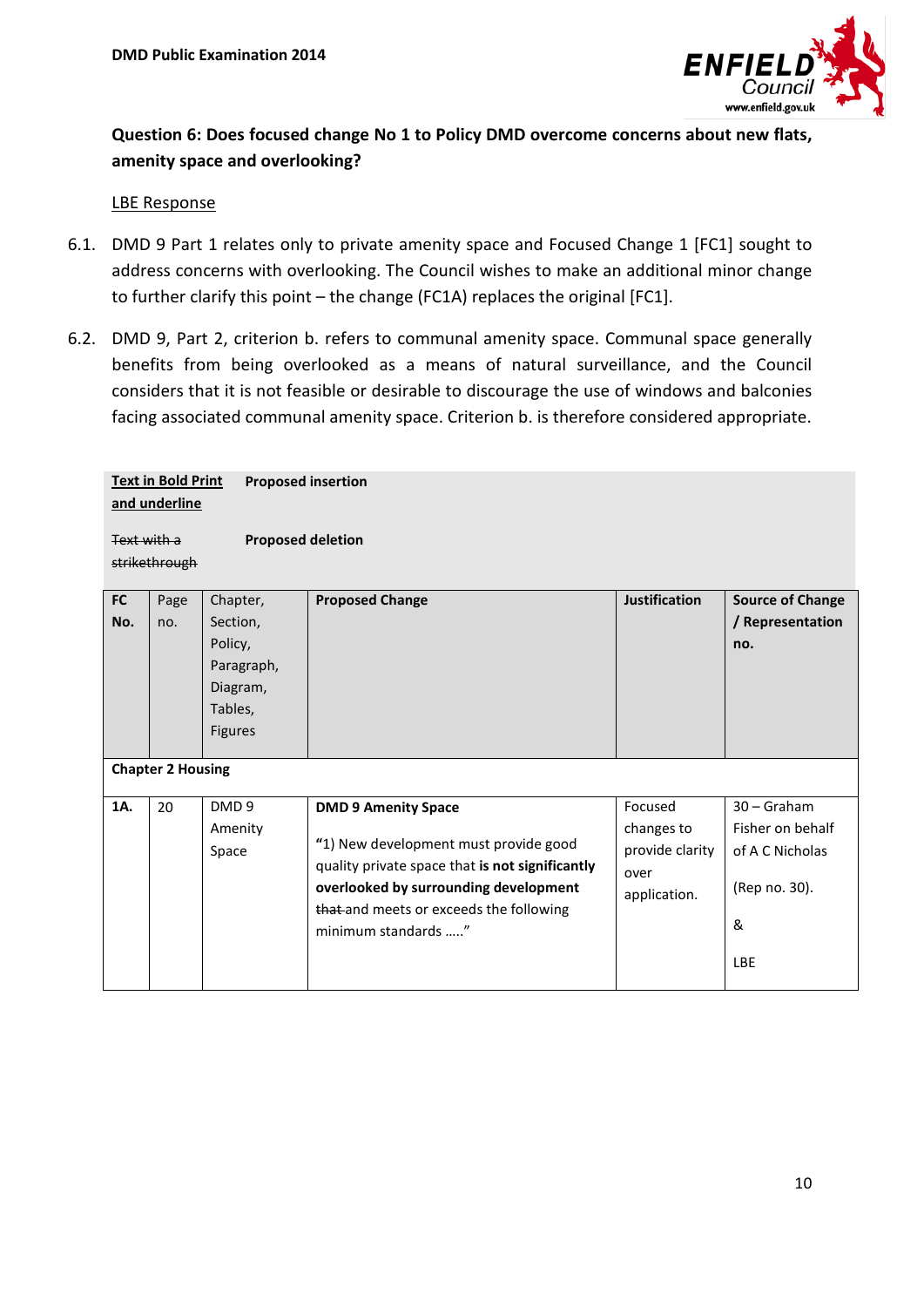**Question 6: Does focused change No 1 to Policy DMD overcome concerns about new flats, amenity space and overlooking?**

LBE Response

6.1. DMD 9 Part 1 relates only to private amenity space and Focused Change 1 [FC1] sought to address concerns with overlooking. The Council wishes to make an additional minor change to further clarify this point – the change (FC1A) replaces the original [FC1].

6.2. DMD 9, Part 2, criterion b. refers to communal amenity space. Communal space generally benefits from being overlooked as a means of natural surveillance, and the Council considers that it is not feasible or desirable to discourage the use of windows and balconies facing associated communal amenity space. Criterion b. is therefore considered appropriate.

| | |
|---|---|
| **Text in Bold Print and underline** | **Proposed insertion** |
| ~~Text with a strikethrough~~ | **Proposed deletion** |

| FC No. | Page no. | Chapter, Section, Policy, Paragraph, Diagram, Tables, Figures | Proposed Change | Justification | Source of Change / Representation no. |
|---|---|---|---|---|---|
| **Chapter 2 Housing** | | | | | |
| **1A.** | 20 | DMD 9 Amenity Space | **DMD 9 Amenity Space**<br><br>"1) New development must provide good quality private space that **is not significantly overlooked by surrounding development** ~~that~~ and meets or exceeds the following minimum standards ….." | Focused changes to provide clarity over application. | 30 – Graham Fisher on behalf of A C Nicholas<br><br>(Rep no. 30).<br><br>&<br><br>LBE |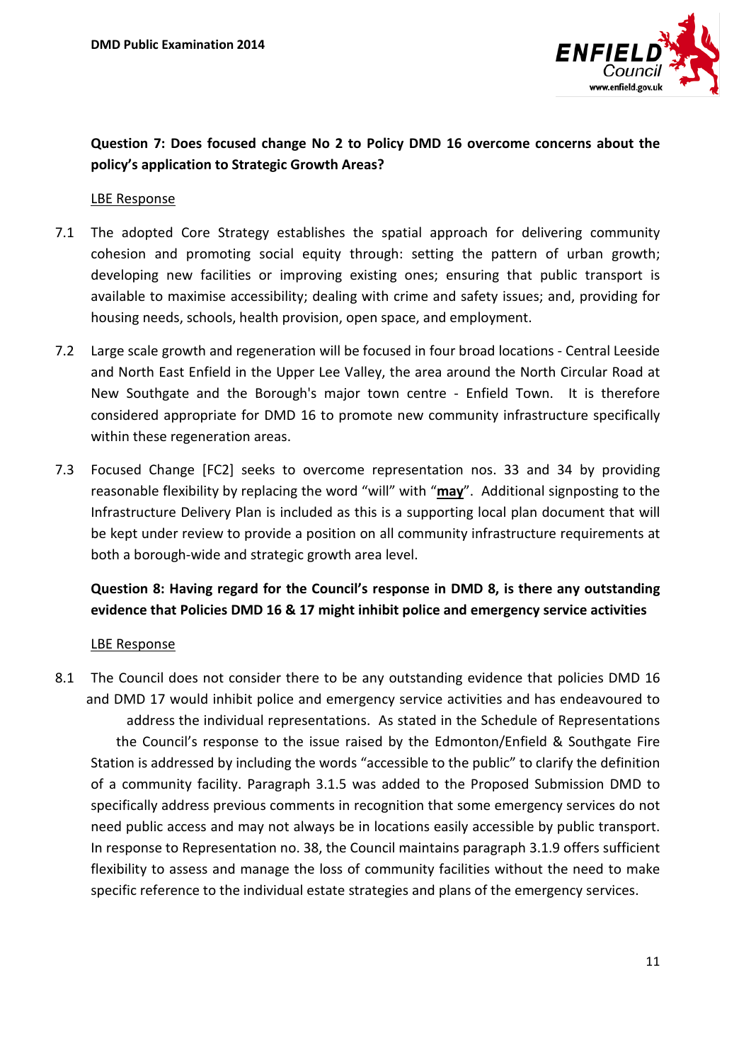**Question 7: Does focused change No 2 to Policy DMD 16 overcome concerns about the policy's application to Strategic Growth Areas?**

LBE Response

7.1 The adopted Core Strategy establishes the spatial approach for delivering community cohesion and promoting social equity through: setting the pattern of urban growth; developing new facilities or improving existing ones; ensuring that public transport is available to maximise accessibility; dealing with crime and safety issues; and, providing for housing needs, schools, health provision, open space, and employment.

7.2 Large scale growth and regeneration will be focused in four broad locations - Central Leeside and North East Enfield in the Upper Lee Valley, the area around the North Circular Road at New Southgate and the Borough's major town centre - Enfield Town. It is therefore considered appropriate for DMD 16 to promote new community infrastructure specifically within these regeneration areas.

7.3 Focused Change [FC2] seeks to overcome representation nos. 33 and 34 by providing reasonable flexibility by replacing the word "will" with "**may**". Additional signposting to the Infrastructure Delivery Plan is included as this is a supporting local plan document that will be kept under review to provide a position on all community infrastructure requirements at both a borough-wide and strategic growth area level.

**Question 8: Having regard for the Council's response in DMD 8, is there any outstanding evidence that Policies DMD 16 & 17 might inhibit police and emergency service activities**

LBE Response

8.1 The Council does not consider there to be any outstanding evidence that policies DMD 16 and DMD 17 would inhibit police and emergency service activities and has endeavoured to address the individual representations. As stated in the Schedule of Representations the Council's response to the issue raised by the Edmonton/Enfield & Southgate Fire Station is addressed by including the words "accessible to the public" to clarify the definition of a community facility. Paragraph 3.1.5 was added to the Proposed Submission DMD to specifically address previous comments in recognition that some emergency services do not need public access and may not always be in locations easily accessible by public transport. In response to Representation no. 38, the Council maintains paragraph 3.1.9 offers sufficient flexibility to assess and manage the loss of community facilities without the need to make specific reference to the individual estate strategies and plans of the emergency services.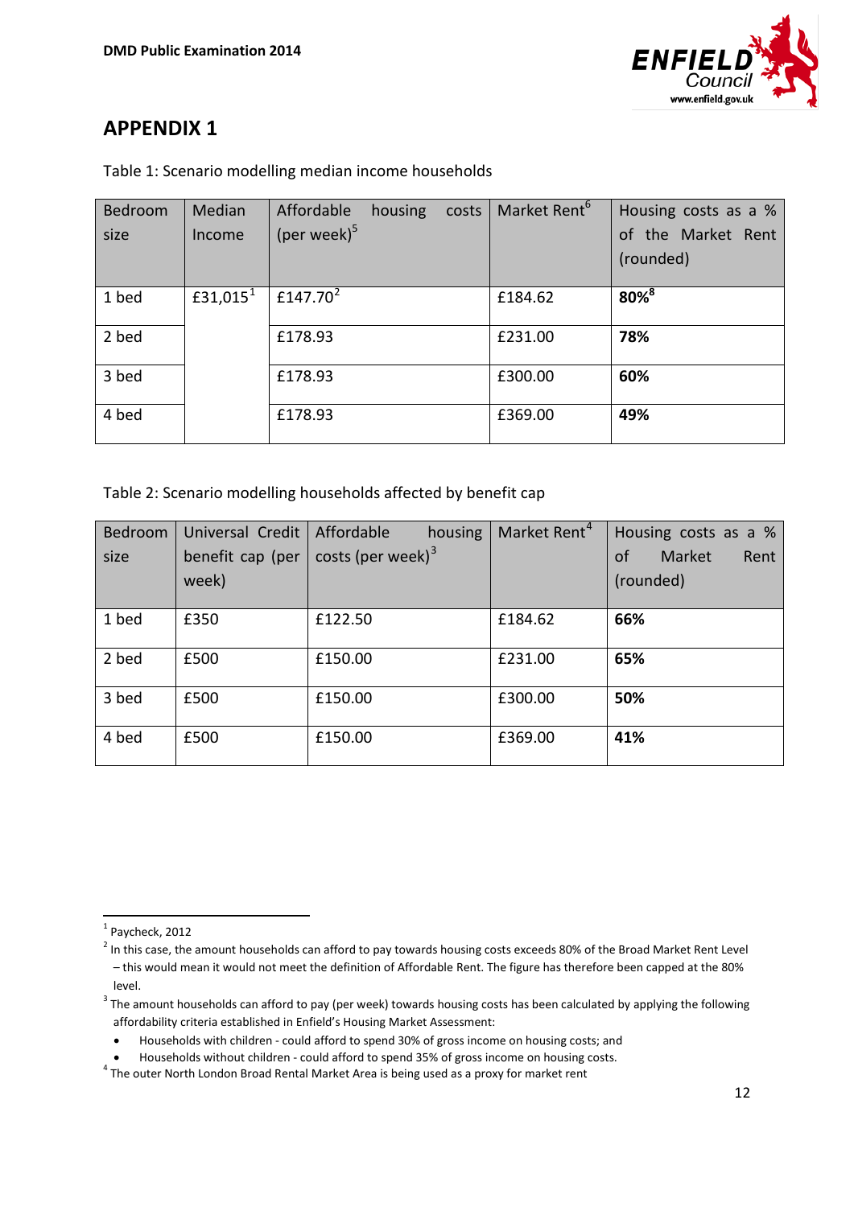# APPENDIX 1

Table 1: Scenario modelling median income households

| Bedroom size | Median Income | Affordable housing costs (per week)[5] | Market Rent[6] | Housing costs as a % of the Market Rent (rounded) |
|---|---|---|---|---|
| 1 bed | £31,015[1] | £147.70[2] | £184.62 | **80%[8]** |
| 2 bed | | £178.93 | £231.00 | **78%** |
| 3 bed | | £178.93 | £300.00 | **60%** |
| 4 bed | | £178.93 | £369.00 | **49%** |

Table 2: Scenario modelling households affected by benefit cap

| Bedroom size | Universal Credit benefit cap (per week) | Affordable housing costs (per week)[3] | Market Rent[4] | Housing costs as a % of Market Rent (rounded) |
|---|---|---|---|---|
| 1 bed | £350 | £122.50 | £184.62 | **66%** |
| 2 bed | £500 | £150.00 | £231.00 | **65%** |
| 3 bed | £500 | £150.00 | £300.00 | **50%** |
| 4 bed | £500 | £150.00 | £369.00 | **41%** |

---

[1] Paycheck, 2012

[2] In this case, the amount households can afford to pay towards housing costs exceeds 80% of the Broad Market Rent Level – this would mean it would not meet the definition of Affordable Rent. The figure has therefore been capped at the 80% level.

[3] The amount households can afford to pay (per week) towards housing costs has been calculated by applying the following affordability criteria established in Enfield's Housing Market Assessment:

- Households with children - could afford to spend 30% of gross income on housing costs; and
- Households without children - could afford to spend 35% of gross income on housing costs.

[4] The outer North London Broad Rental Market Area is being used as a proxy for market rent